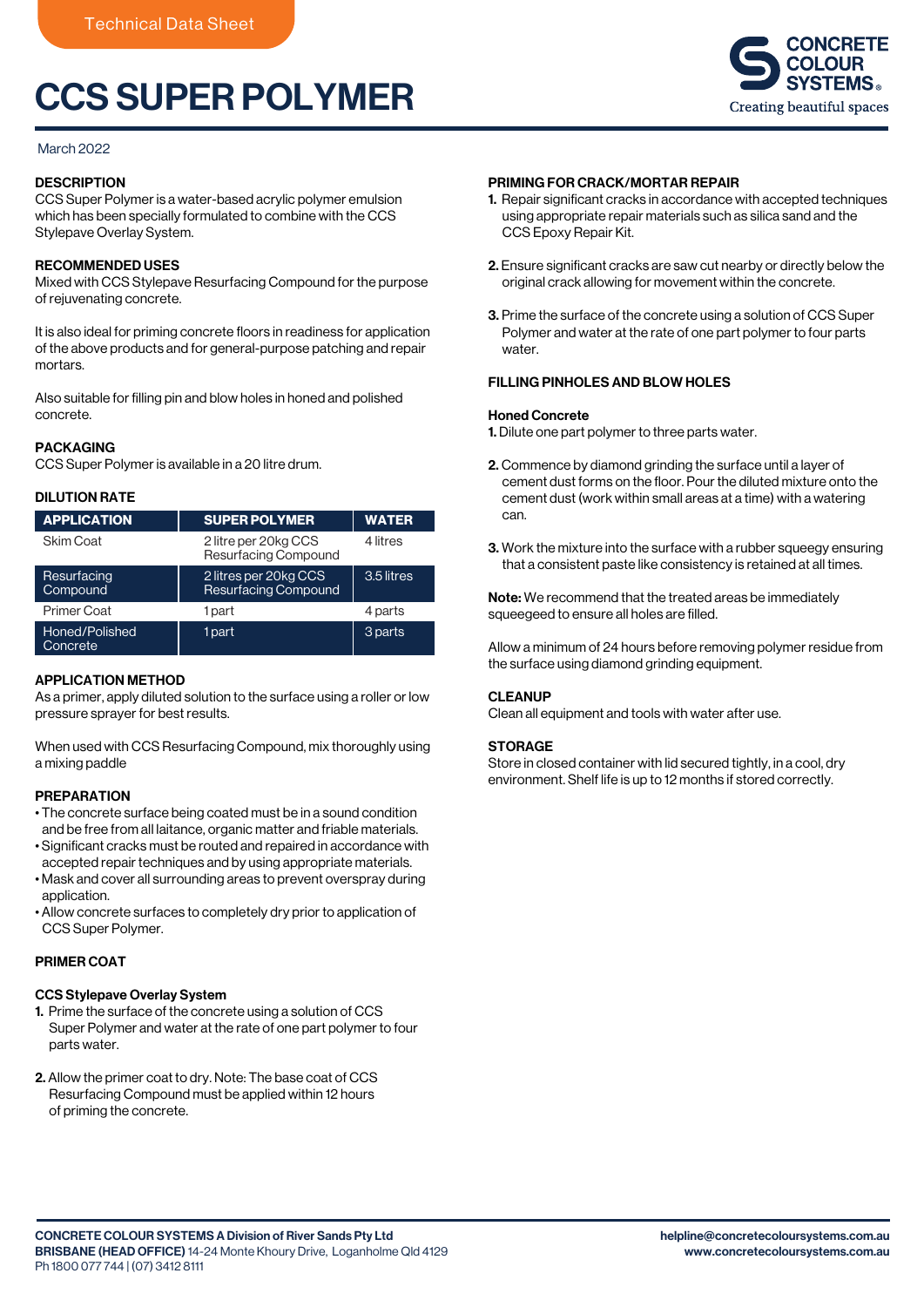Technical Data Sheet

# CCS SUPER POLYMER

CONCRETE COLOUR SYSTEMS
Creating beautiful spaces

March 2022

## DESCRIPTION

CCS Super Polymer is a water-based acrylic polymer emulsion which has been specially formulated to combine with the CCS Stylepave Overlay System.

## RECOMMENDED USES

Mixed with CCS Stylepave Resurfacing Compound for the purpose of rejuvenating concrete.

It is also ideal for priming concrete floors in readiness for application of the above products and for general-purpose patching and repair mortars.

Also suitable for filling pin and blow holes in honed and polished concrete.

## PACKAGING

CCS Super Polymer is available in a 20 litre drum.

## DILUTION RATE

| APPLICATION | SUPER POLYMER | WATER |
|---|---|---|
| Skim Coat | 2 litre per 20kg CCS Resurfacing Compound | 4 litres |
| Resurfacing Compound | 2 litres per 20kg CCS Resurfacing Compound | 3.5 litres |
| Primer Coat | 1 part | 4 parts |
| Honed/Polished Concrete | 1 part | 3 parts |

## APPLICATION METHOD

As a primer, apply diluted solution to the surface using a roller or low pressure sprayer for best results.

When used with CCS Resurfacing Compound, mix thoroughly using a mixing paddle

## PREPARATION

- The concrete surface being coated must be in a sound condition and be free from all laitance, organic matter and friable materials.
- Significant cracks must be routed and repaired in accordance with accepted repair techniques and by using appropriate materials.
- Mask and cover all surrounding areas to prevent overspray during application.
- Allow concrete surfaces to completely dry prior to application of CCS Super Polymer.

## PRIMER COAT

### CCS Stylepave Overlay System

1. Prime the surface of the concrete using a solution of CCS Super Polymer and water at the rate of one part polymer to four parts water.

2. Allow the primer coat to dry. Note: The base coat of CCS Resurfacing Compound must be applied within 12 hours of priming the concrete.

## PRIMING FOR CRACK/MORTAR REPAIR

1. Repair significant cracks in accordance with accepted techniques using appropriate repair materials such as silica sand and the CCS Epoxy Repair Kit.

2. Ensure significant cracks are saw cut nearby or directly below the original crack allowing for movement within the concrete.

3. Prime the surface of the concrete using a solution of CCS Super Polymer and water at the rate of one part polymer to four parts water.

## FILLING PINHOLES AND BLOW HOLES

### Honed Concrete

1. Dilute one part polymer to three parts water.

2. Commence by diamond grinding the surface until a layer of cement dust forms on the floor. Pour the diluted mixture onto the cement dust (work within small areas at a time) with a watering can.

3. Work the mixture into the surface with a rubber squeegy ensuring that a consistent paste like consistency is retained at all times.

**Note:** We recommend that the treated areas be immediately squeegeed to ensure all holes are filled.

Allow a minimum of 24 hours before removing polymer residue from the surface using diamond grinding equipment.

## CLEANUP

Clean all equipment and tools with water after use.

## STORAGE

Store in closed container with lid secured tightly, in a cool, dry environment. Shelf life is up to 12 months if stored correctly.

**CONCRETE COLOUR SYSTEMS A Division of River Sands Pty Ltd**
**BRISBANE (HEAD OFFICE)** 14-24 Monte Khoury Drive, Loganholme Qld 4129
Ph 1800 077 744 | (07) 3412 8111

**helpline@concretecoloursystems.com.au**
**www.concretecoloursystems.com.au**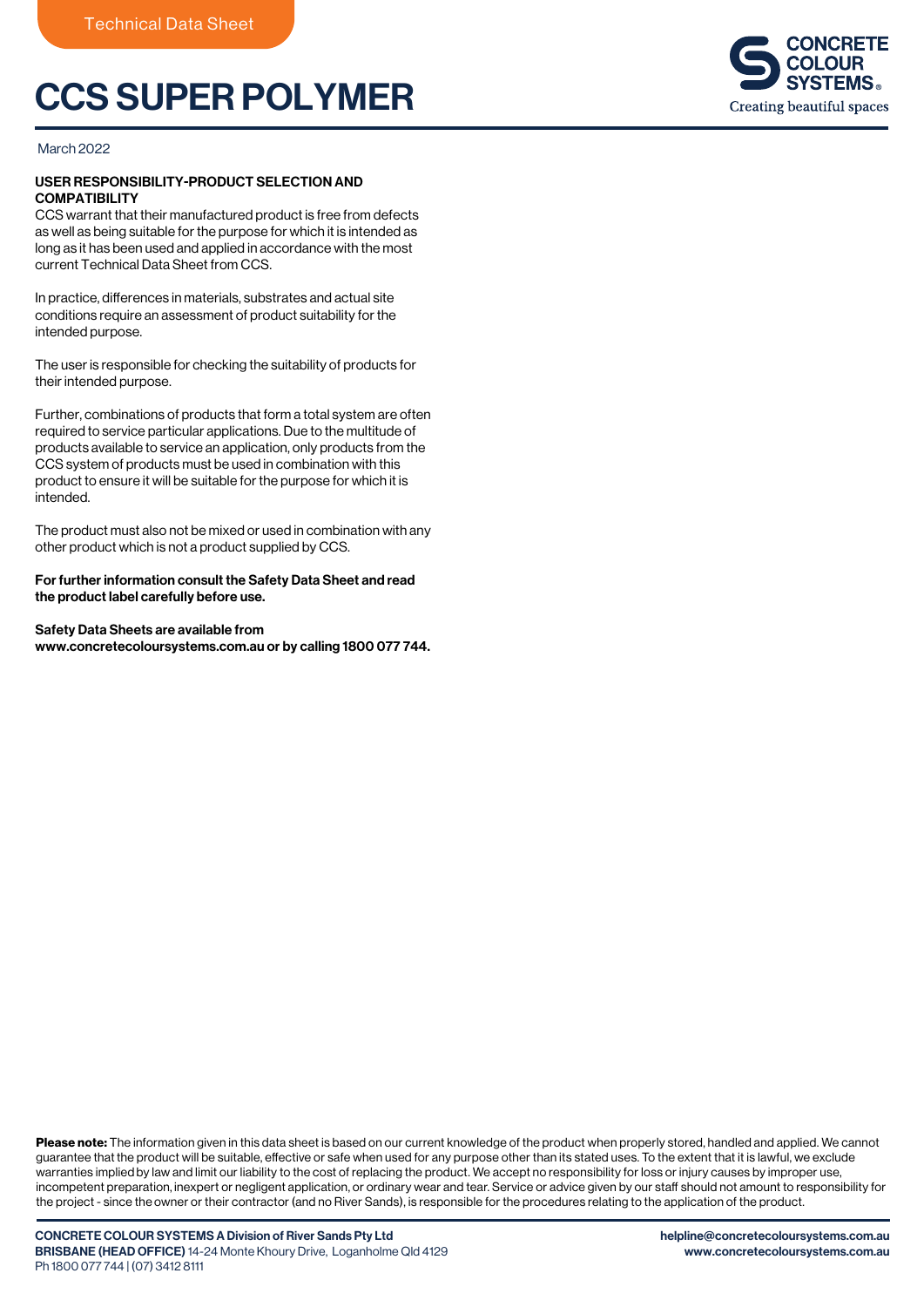March 2022

**USER RESPONSIBILITY-PRODUCT SELECTION AND COMPATIBILITY**

CCS warrant that their manufactured product is free from defects as well as being suitable for the purpose for which it is intended as long as it has been used and applied in accordance with the most current Technical Data Sheet from CCS.

In practice, differences in materials, substrates and actual site conditions require an assessment of product suitability for the intended purpose.

The user is responsible for checking the suitability of products for their intended purpose.

Further, combinations of products that form a total system are often required to service particular applications. Due to the multitude of products available to service an application, only products from the CCS system of products must be used in combination with this product to ensure it will be suitable for the purpose for which it is intended.

The product must also not be mixed or used in combination with any other product which is not a product supplied by CCS.

**For further information consult the Safety Data Sheet and read the product label carefully before use.**

**Safety Data Sheets are available from www.concretecoloursystems.com.au or by calling 1800 077 744.**

**Please note:** The information given in this data sheet is based on our current knowledge of the product when properly stored, handled and applied. We cannot guarantee that the product will be suitable, effective or safe when used for any purpose other than its stated uses. To the extent that it is lawful, we exclude warranties implied by law and limit our liability to the cost of replacing the product. We accept no responsibility for loss or injury causes by improper use, incompetent preparation, inexpert or negligent application, or ordinary wear and tear. Service or advice given by our staff should not amount to responsibility for the project - since the owner or their contractor (and no River Sands), is responsible for the procedures relating to the application of the product.

**CONCRETE COLOUR SYSTEMS A Division of River Sands Pty Ltd**
**BRISBANE (HEAD OFFICE)** 14-24 Monte Khoury Drive, Loganholme Qld 4129
Ph 1800 077 744 | (07) 3412 8111

**helpline@concretecoloursystems.com.au**
**www.concretecoloursystems.com.au**